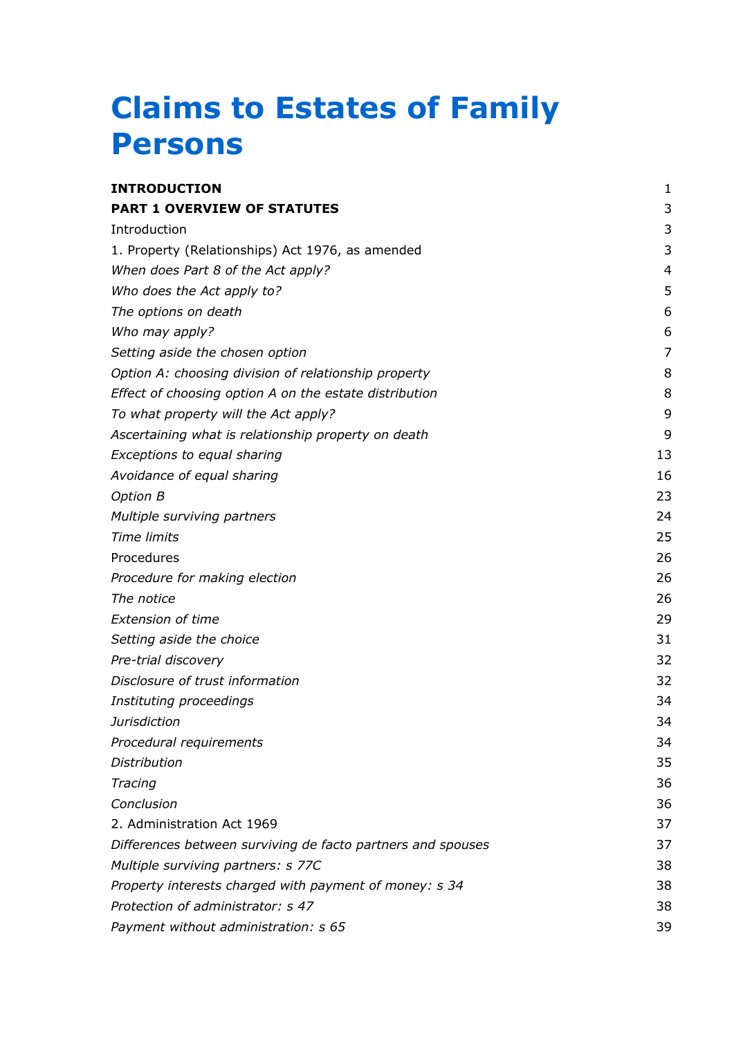# Claims to Estates of Family Persons

| | |
|---|---|
| **INTRODUCTION** | 1 |
| **PART 1 OVERVIEW OF STATUTES** | 3 |
| Introduction | 3 |
| 1. Property (Relationships) Act 1976, as amended | 3 |
| *When does Part 8 of the Act apply?* | 4 |
| *Who does the Act apply to?* | 5 |
| *The options on death* | 6 |
| *Who may apply?* | 6 |
| *Setting aside the chosen option* | 7 |
| *Option A: choosing division of relationship property* | 8 |
| *Effect of choosing option A on the estate distribution* | 8 |
| *To what property will the Act apply?* | 9 |
| *Ascertaining what is relationship property on death* | 9 |
| *Exceptions to equal sharing* | 13 |
| *Avoidance of equal sharing* | 16 |
| *Option B* | 23 |
| *Multiple surviving partners* | 24 |
| *Time limits* | 25 |
| Procedures | 26 |
| *Procedure for making election* | 26 |
| *The notice* | 26 |
| *Extension of time* | 29 |
| *Setting aside the choice* | 31 |
| *Pre-trial discovery* | 32 |
| *Disclosure of trust information* | 32 |
| *Instituting proceedings* | 34 |
| *Jurisdiction* | 34 |
| *Procedural requirements* | 34 |
| *Distribution* | 35 |
| *Tracing* | 36 |
| *Conclusion* | 36 |
| 2. Administration Act 1969 | 37 |
| *Differences between surviving de facto partners and spouses* | 37 |
| *Multiple surviving partners: s 77C* | 38 |
| *Property interests charged with payment of money: s 34* | 38 |
| *Protection of administrator: s 47* | 38 |
| *Payment without administration: s 65* | 39 |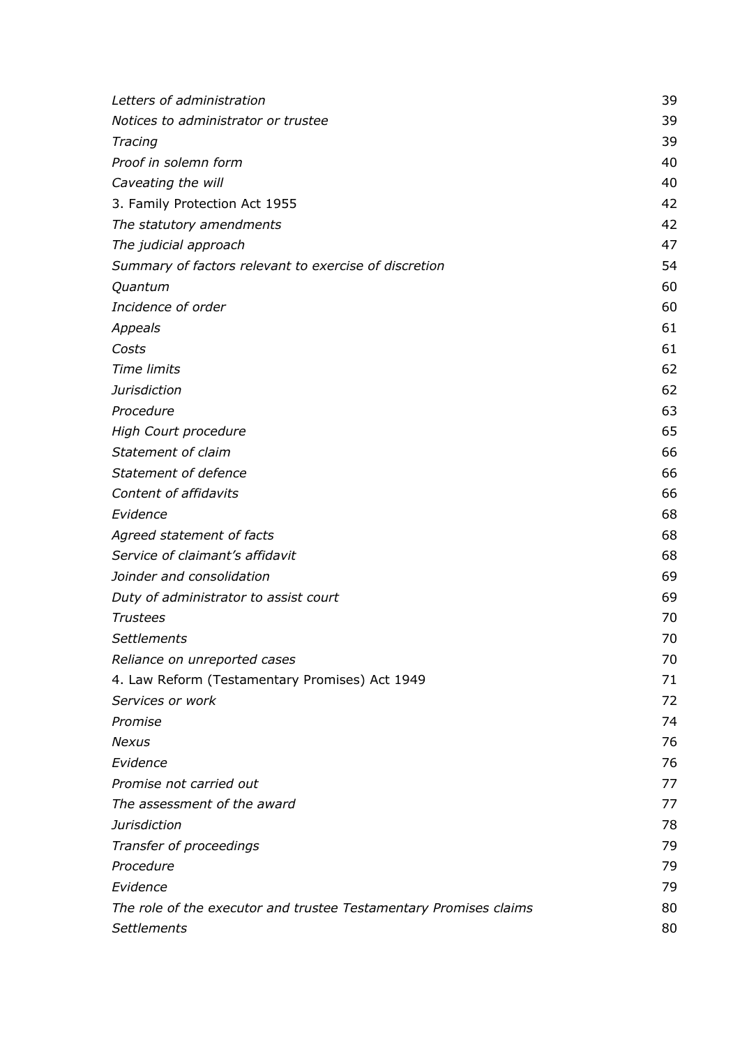| | |
|---|---|
| *Letters of administration* | 39 |
| *Notices to administrator or trustee* | 39 |
| *Tracing* | 39 |
| *Proof in solemn form* | 40 |
| *Caveating the will* | 40 |
| 3. Family Protection Act 1955 | 42 |
| *The statutory amendments* | 42 |
| *The judicial approach* | 47 |
| *Summary of factors relevant to exercise of discretion* | 54 |
| *Quantum* | 60 |
| *Incidence of order* | 60 |
| *Appeals* | 61 |
| *Costs* | 61 |
| *Time limits* | 62 |
| *Jurisdiction* | 62 |
| *Procedure* | 63 |
| *High Court procedure* | 65 |
| *Statement of claim* | 66 |
| *Statement of defence* | 66 |
| *Content of affidavits* | 66 |
| *Evidence* | 68 |
| *Agreed statement of facts* | 68 |
| *Service of claimant's affidavit* | 68 |
| *Joinder and consolidation* | 69 |
| *Duty of administrator to assist court* | 69 |
| *Trustees* | 70 |
| *Settlements* | 70 |
| *Reliance on unreported cases* | 70 |
| 4. Law Reform (Testamentary Promises) Act 1949 | 71 |
| *Services or work* | 72 |
| *Promise* | 74 |
| *Nexus* | 76 |
| *Evidence* | 76 |
| *Promise not carried out* | 77 |
| *The assessment of the award* | 77 |
| *Jurisdiction* | 78 |
| *Transfer of proceedings* | 79 |
| *Procedure* | 79 |
| *Evidence* | 79 |
| *The role of the executor and trustee Testamentary Promises claims* | 80 |
| *Settlements* | 80 |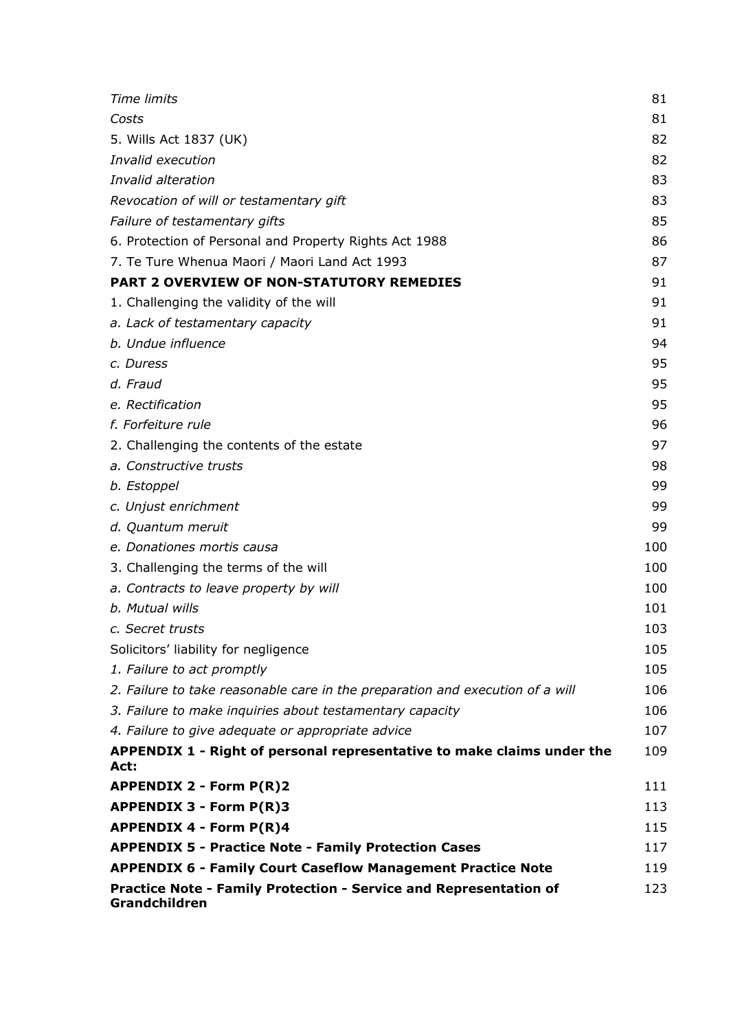| | |
|---|---|
| *Time limits* | 81 |
| *Costs* | 81 |
| 5. Wills Act 1837 (UK) | 82 |
| *Invalid execution* | 82 |
| *Invalid alteration* | 83 |
| *Revocation of will or testamentary gift* | 83 |
| *Failure of testamentary gifts* | 85 |
| 6. Protection of Personal and Property Rights Act 1988 | 86 |
| 7. Te Ture Whenua Maori / Maori Land Act 1993 | 87 |
| **PART 2 OVERVIEW OF NON-STATUTORY REMEDIES** | 91 |
| 1. Challenging the validity of the will | 91 |
| *a. Lack of testamentary capacity* | 91 |
| *b. Undue influence* | 94 |
| *c. Duress* | 95 |
| *d. Fraud* | 95 |
| *e. Rectification* | 95 |
| *f. Forfeiture rule* | 96 |
| 2. Challenging the contents of the estate | 97 |
| *a. Constructive trusts* | 98 |
| *b. Estoppel* | 99 |
| *c. Unjust enrichment* | 99 |
| *d. Quantum meruit* | 99 |
| *e. Donationes mortis causa* | 100 |
| 3. Challenging the terms of the will | 100 |
| *a. Contracts to leave property by will* | 100 |
| *b. Mutual wills* | 101 |
| *c. Secret trusts* | 103 |
| Solicitors' liability for negligence | 105 |
| *1. Failure to act promptly* | 105 |
| *2. Failure to take reasonable care in the preparation and execution of a will* | 106 |
| *3. Failure to make inquiries about testamentary capacity* | 106 |
| *4. Failure to give adequate or appropriate advice* | 107 |
| **APPENDIX 1 - Right of personal representative to make claims under the Act:** | 109 |
| **APPENDIX 2 - Form P(R)2** | 111 |
| **APPENDIX 3 - Form P(R)3** | 113 |
| **APPENDIX 4 - Form P(R)4** | 115 |
| **APPENDIX 5 - Practice Note - Family Protection Cases** | 117 |
| **APPENDIX 6 - Family Court Caseflow Management Practice Note** | 119 |
| **Practice Note - Family Protection - Service and Representation of Grandchildren** | 123 |